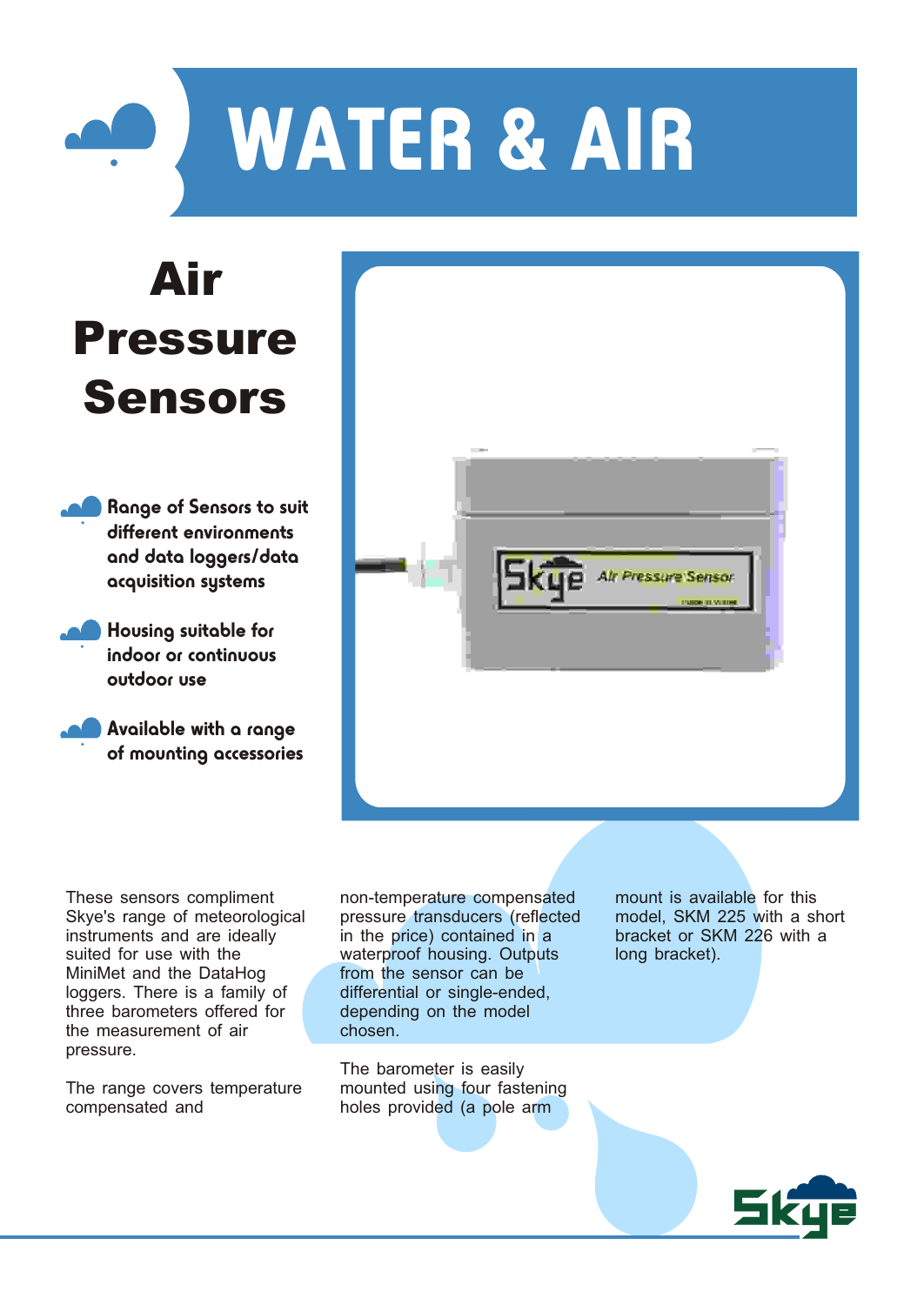# WATER & AIR

# Air Pressure Sensors

- **Range of Sensors to suit different environments and data loggers/data acquisition systems**
- **Housing suitable for indoor or continuous outdoor use**
- **Available with a range of mounting accessories**

These sensors compliment Skye's range of meteorological instruments and are ideally suited for use with the MiniMet and the DataHog loggers. There is a family of three barometers offered for the measurement of air pressure.

The range covers temperature compensated and non-temperature compensated pressure transducers (reflected in the price) contained in a waterproof housing. Outputs from the sensor can be differential or single-ended, depending on the model chosen.

The barometer is easily mounted using four fastening holes provided (a pole arm mount is available for this model, SKM 225 with a short bracket or SKM 226 with a long bracket).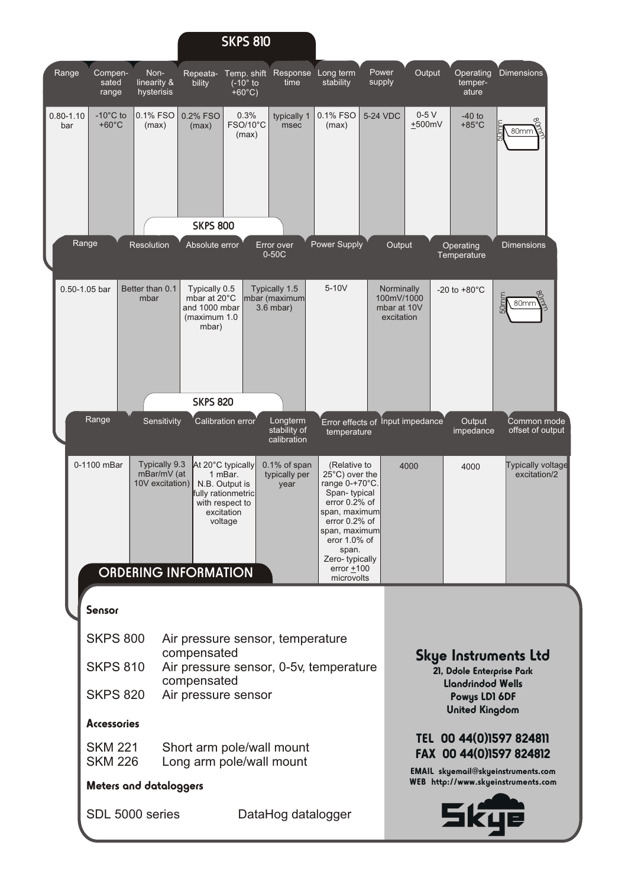## SKPS 810

| Range | Compensated range | Non-linearity & hysterisis | Repeatability | Temp. shift (-10° to +60°C) | Response time | Long term stability | Power supply | Output | Operating temperature | Dimensions |
|---|---|---|---|---|---|---|---|---|---|---|
| 0.80-1.10 bar | -10°C to +60°C | 0.1% FSO (max) | 0.2% FSO (max) | 0.3% FSO/10°C (max) | typically 1 msec | 0.1% FSO (max) | 5-24 VDC | 0-5 V ±500mV | -40 to +85°C | 50mm, 80mm, 80mm |

## SKPS 800

| Range | Resolution | Absolute error | Error over 0-50C | Power Supply | Output | Operating Temperature | Dimensions |
|---|---|---|---|---|---|---|---|
| 0.50-1.05 bar | Better than 0.1 mbar | Typically 0.5 mbar at 20°C and 1000 mbar (maximum 1.0 mbar) | Typically 1.5 mbar (maximum 3.6 mbar) | 5-10V | Norminally 100mV/1000 mbar at 10V excitation | -20 to +80°C | 50mm, 80mm, 80mm |

## SKPS 820

| Range | Sensitivity | Calibration error | Longterm stability of calibration | Error effects of temperature | Input impedance | Output impedance | Common mode offset of output |
|---|---|---|---|---|---|---|---|
| 0-1100 mBar | Typically 9.3 mBar/mV (at 10V excitation) | At 20°C typically 1 mBar. N.B. Output is fully rationmetric with respect to excitation voltage | 0.1% of span typically per year | (Relative to 25°C) over the range 0-+70°C. Span- typical error 0.2% of span, maximum error 0.2% of span, maximum eror 1.0% of span. Zero- typically error ±100 microvolts | 4000 | 4000 | Typically voltage excitation/2 |

## ORDERING INFORMATION

**Sensor**

SKPS 800 Air pressure sensor, temperature compensated
SKPS 810 Air pressure sensor, 0-5v, temperature compensated
SKPS 820 Air pressure sensor

**Accessories**

SKM 221 Short arm pole/wall mount
SKM 226 Long arm pole/wall mount

**Meters and dataloggers**

SDL 5000 series DataHog datalogger

**Skye Instruments Ltd**
21, Ddole Enterprise Park
Llandrindod Wells
Powys LD1 6DF
United Kingdom

TEL 00 44(0)1597 824811
FAX 00 44(0)1597 824812

EMAIL skyemail@skyeinstruments.com
WEB http://www.skyeinstruments.com

Skye